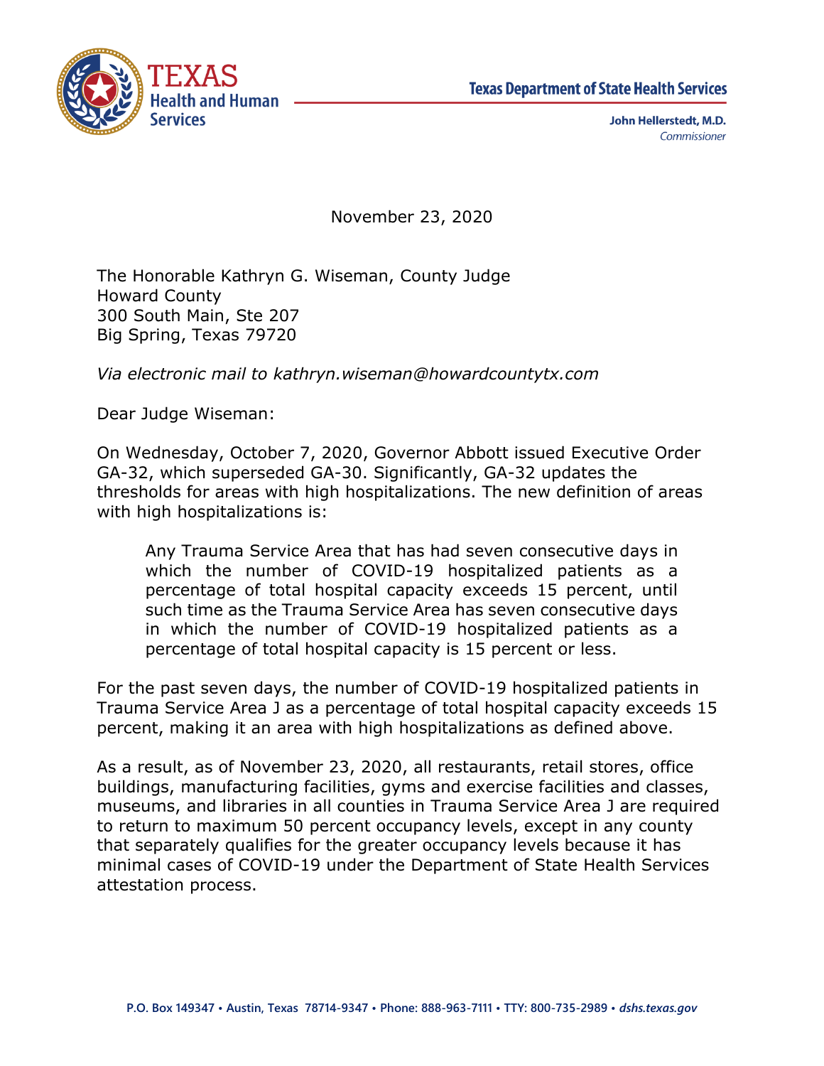TEXAS
Health and Human Services

**Texas Department of State Health Services**

**John Hellerstedt, M.D.**
*Commissioner*

November 23, 2020

The Honorable Kathryn G. Wiseman, County Judge
Howard County
300 South Main, Ste 207
Big Spring, Texas 79720

*Via electronic mail to kathryn.wiseman@howardcountytx.com*

Dear Judge Wiseman:

On Wednesday, October 7, 2020, Governor Abbott issued Executive Order GA-32, which superseded GA-30. Significantly, GA-32 updates the thresholds for areas with high hospitalizations. The new definition of areas with high hospitalizations is:

> Any Trauma Service Area that has had seven consecutive days in which the number of COVID-19 hospitalized patients as a percentage of total hospital capacity exceeds 15 percent, until such time as the Trauma Service Area has seven consecutive days in which the number of COVID-19 hospitalized patients as a percentage of total hospital capacity is 15 percent or less.

For the past seven days, the number of COVID-19 hospitalized patients in Trauma Service Area J as a percentage of total hospital capacity exceeds 15 percent, making it an area with high hospitalizations as defined above.

As a result, as of November 23, 2020, all restaurants, retail stores, office buildings, manufacturing facilities, gyms and exercise facilities and classes, museums, and libraries in all counties in Trauma Service Area J are required to return to maximum 50 percent occupancy levels, except in any county that separately qualifies for the greater occupancy levels because it has minimal cases of COVID-19 under the Department of State Health Services attestation process.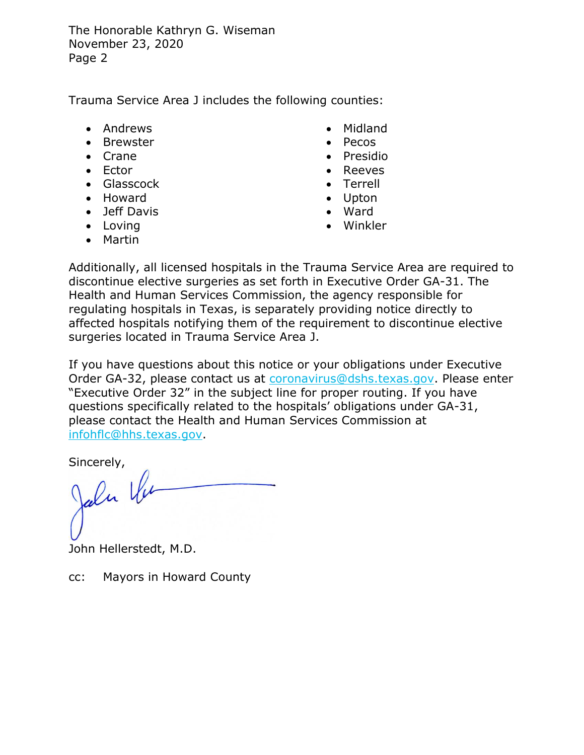Trauma Service Area J includes the following counties:

- Andrews
- Brewster
- Crane
- Ector
- Glasscock
- Howard
- Jeff Davis
- Loving
- Martin
- Midland
- Pecos
- Presidio
- Reeves
- Terrell
- Upton
- Ward
- Winkler

Additionally, all licensed hospitals in the Trauma Service Area are required to discontinue elective surgeries as set forth in Executive Order GA-31. The Health and Human Services Commission, the agency responsible for regulating hospitals in Texas, is separately providing notice directly to affected hospitals notifying them of the requirement to discontinue elective surgeries located in Trauma Service Area J.

If you have questions about this notice or your obligations under Executive Order GA-32, please contact us at coronavirus@dshs.texas.gov. Please enter "Executive Order 32" in the subject line for proper routing. If you have questions specifically related to the hospitals' obligations under GA-31, please contact the Health and Human Services Commission at infohflc@hhs.texas.gov.

Sincerely,

John Hellerstedt, M.D.

cc: Mayors in Howard County